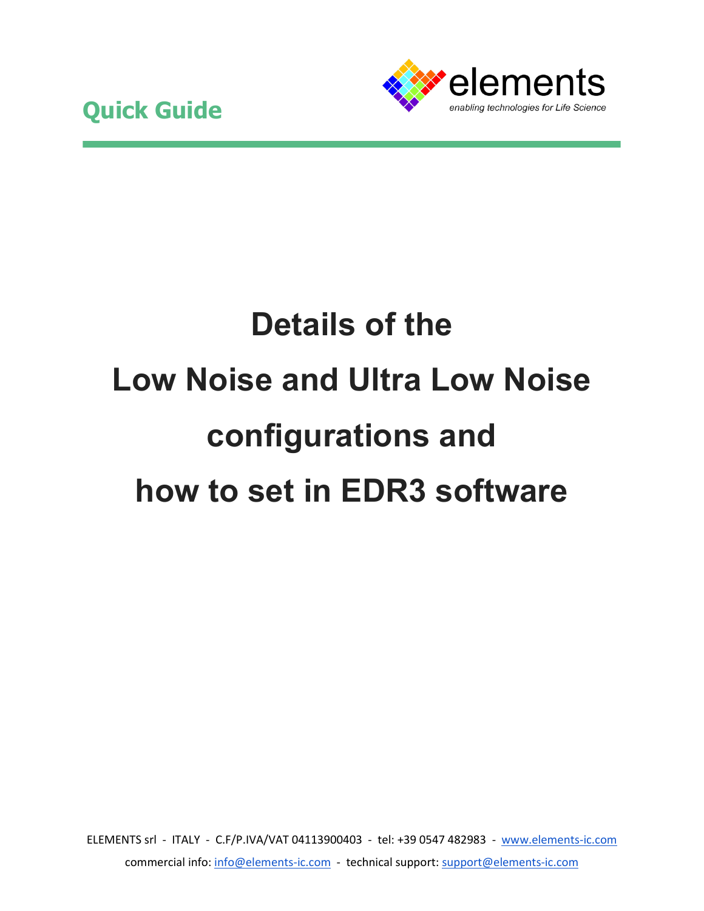**Quick Guide**

elements
*enabling technologies for Life Science*

# Details of the Low Noise and Ultra Low Noise configurations and how to set in EDR3 software

ELEMENTS srl - ITALY - C.F/P.IVA/VAT 04113900403 - tel: +39 0547 482983 - www.elements-ic.com

commercial info: info@elements-ic.com - technical support: support@elements-ic.com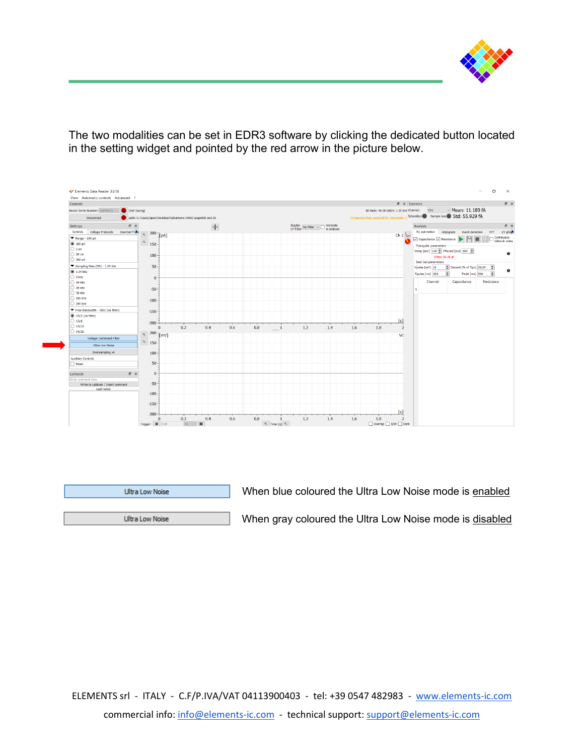The two modalities can be set in EDR3 software by clicking the dedicated button located in the setting widget and pointed by the red arrow in the picture below.

| Button | Description |
| --- | --- |
| Ultra Low Noise (blue) | When blue coloured the Ultra Low Noise mode is enabled |
| Ultra Low Noise (gray) | When gray coloured the Ultra Low Noise mode is disabled |

ELEMENTS srl - ITALY - C.F/P.IVA/VAT 04113900403 - tel: +39 0547 482983 - www.elements-ic.com

commercial info: info@elements-ic.com - technical support: support@elements-ic.com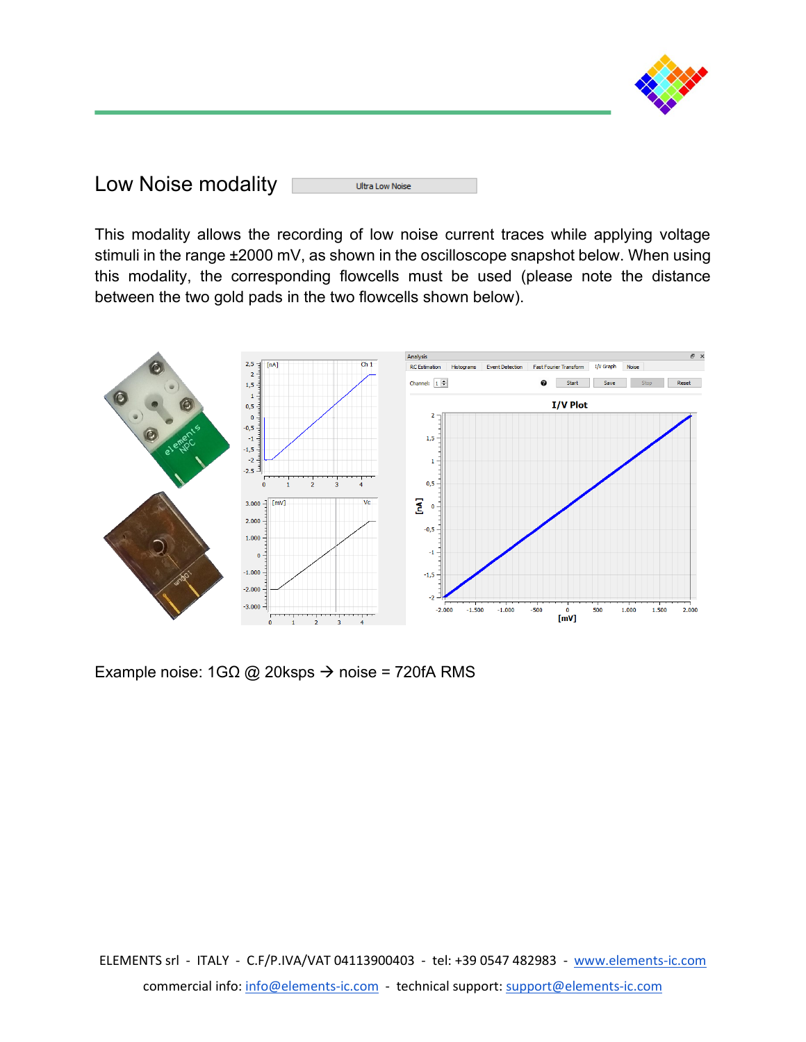## Low Noise modality

Ultra Low Noise

This modality allows the recording of low noise current traces while applying voltage stimuli in the range ±2000 mV, as shown in the oscilloscope snapshot below. When using this modality, the corresponding flowcells must be used (please note the distance between the two gold pads in the two flowcells shown below).

Example noise: 1GΩ @ 20ksps → noise = 720fA RMS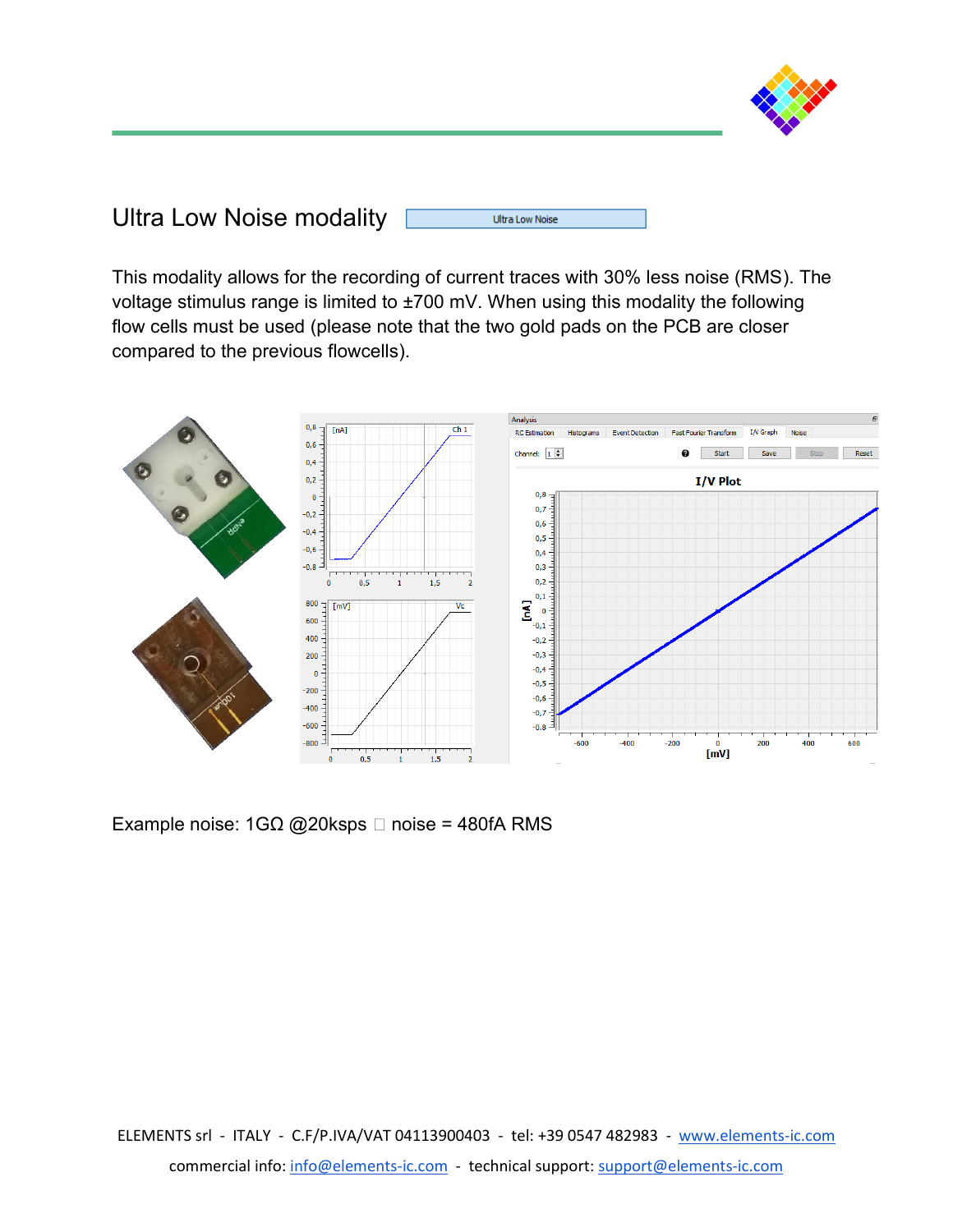## Ultra Low Noise modality

Ultra Low Noise

This modality allows for the recording of current traces with 30% less noise (RMS). The voltage stimulus range is limited to ±700 mV. When using this modality the following flow cells must be used (please note that the two gold pads on the PCB are closer compared to the previous flowcells).

[nA]
Ch 1
0,8
0,6
0,4
0,2
0
-0,2
-0,4
-0,6
-0,8
0
0,5
1
1,5
2

[mV]
Vc
800
600
400
200
0
-200
-400
-600
-800
0
0,5
1
1,5
2

Analysis
RC Estimation
Histograms
Event Detection
Fast Fourier Transform
I/V Graph
Noise
Channel: 1
Start
Save
Stop
Reset

I/V Plot
[nA]
0,8
0,7
0,6
0,5
0,4
0,3
0,2
0,1
0
-0,1
-0,2
-0,3
-0,4
-0,5
-0,6
-0,7
-0,8
-600
-400
-200
0
200
400
600
[mV]

Example noise: 1GΩ @20ksps  noise = 480fA RMS

ELEMENTS srl - ITALY - C.F/P.IVA/VAT 04113900403 - tel: +39 0547 482983 - www.elements-ic.com

commercial info: info@elements-ic.com - technical support: support@elements-ic.com